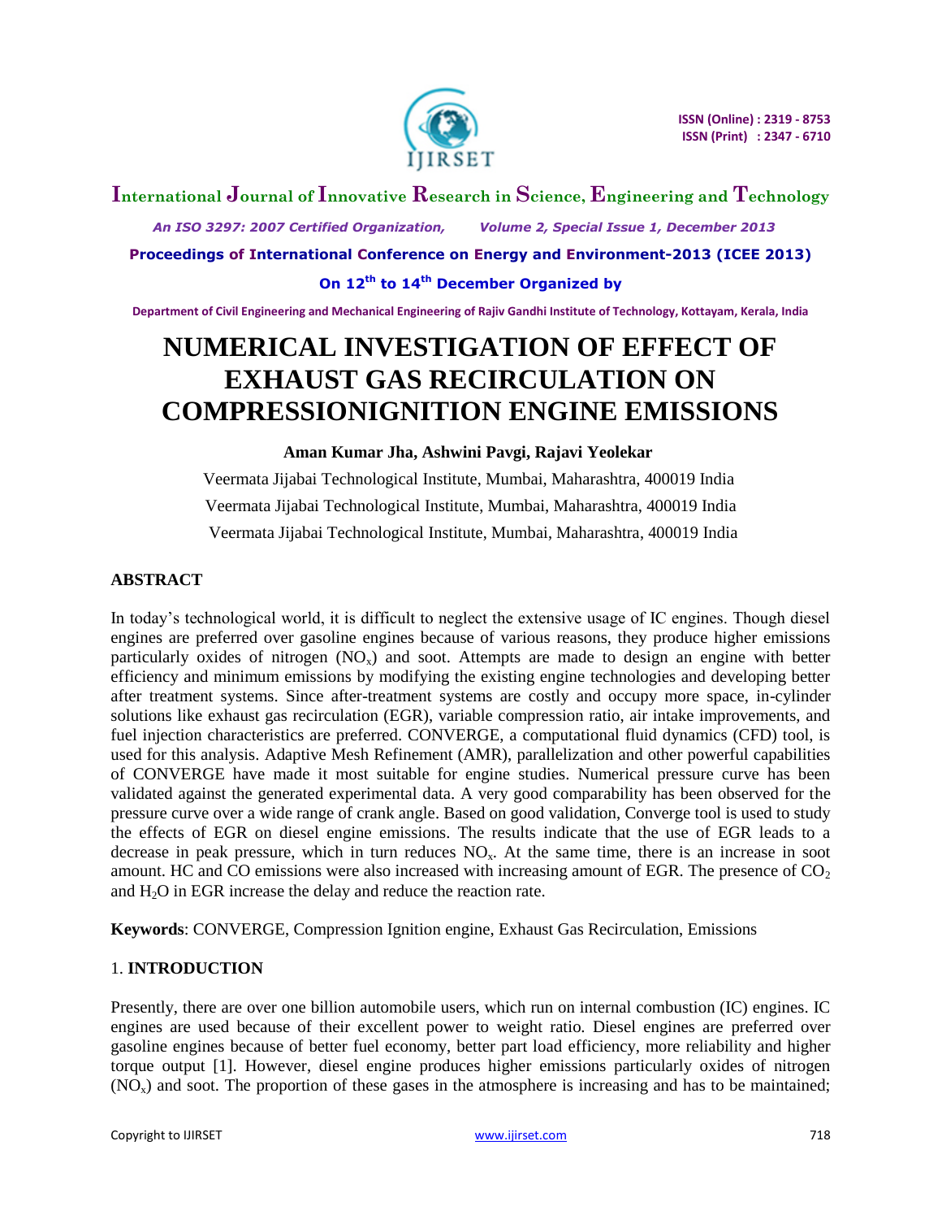# NUMERICAL INVESTIGATION OF EFFECT OF EXHAUST GAS RECIRCULATION ON COMPRESSIONIGNITION ENGINE EMISSIONS

**Aman Kumar Jha, Ashwini Pavgi, Rajavi Yeolekar**

Veermata Jijabai Technological Institute, Mumbai, Maharashtra, 400019 India

Veermata Jijabai Technological Institute, Mumbai, Maharashtra, 400019 India

Veermata Jijabai Technological Institute, Mumbai, Maharashtra, 400019 India

## ABSTRACT

In today's technological world, it is difficult to neglect the extensive usage of IC engines. Though diesel engines are preferred over gasoline engines because of various reasons, they produce higher emissions particularly oxides of nitrogen ($NO_x$) and soot. Attempts are made to design an engine with better efficiency and minimum emissions by modifying the existing engine technologies and developing better after treatment systems. Since after-treatment systems are costly and occupy more space, in-cylinder solutions like exhaust gas recirculation (EGR), variable compression ratio, air intake improvements, and fuel injection characteristics are preferred. CONVERGE, a computational fluid dynamics (CFD) tool, is used for this analysis. Adaptive Mesh Refinement (AMR), parallelization and other powerful capabilities of CONVERGE have made it most suitable for engine studies. Numerical pressure curve has been validated against the generated experimental data. A very good comparability has been observed for the pressure curve over a wide range of crank angle. Based on good validation, Converge tool is used to study the effects of EGR on diesel engine emissions. The results indicate that the use of EGR leads to a decrease in peak pressure, which in turn reduces $NO_x$. At the same time, there is an increase in soot amount. HC and CO emissions were also increased with increasing amount of EGR. The presence of $CO_2$ and $H_2O$ in EGR increase the delay and reduce the reaction rate.

**Keywords**: CONVERGE, Compression Ignition engine, Exhaust Gas Recirculation, Emissions

## 1. INTRODUCTION

Presently, there are over one billion automobile users, which run on internal combustion (IC) engines. IC engines are used because of their excellent power to weight ratio. Diesel engines are preferred over gasoline engines because of better fuel economy, better part load efficiency, more reliability and higher torque output [1]. However, diesel engine produces higher emissions particularly oxides of nitrogen ($NO_x$) and soot. The proportion of these gases in the atmosphere is increasing and has to be maintained;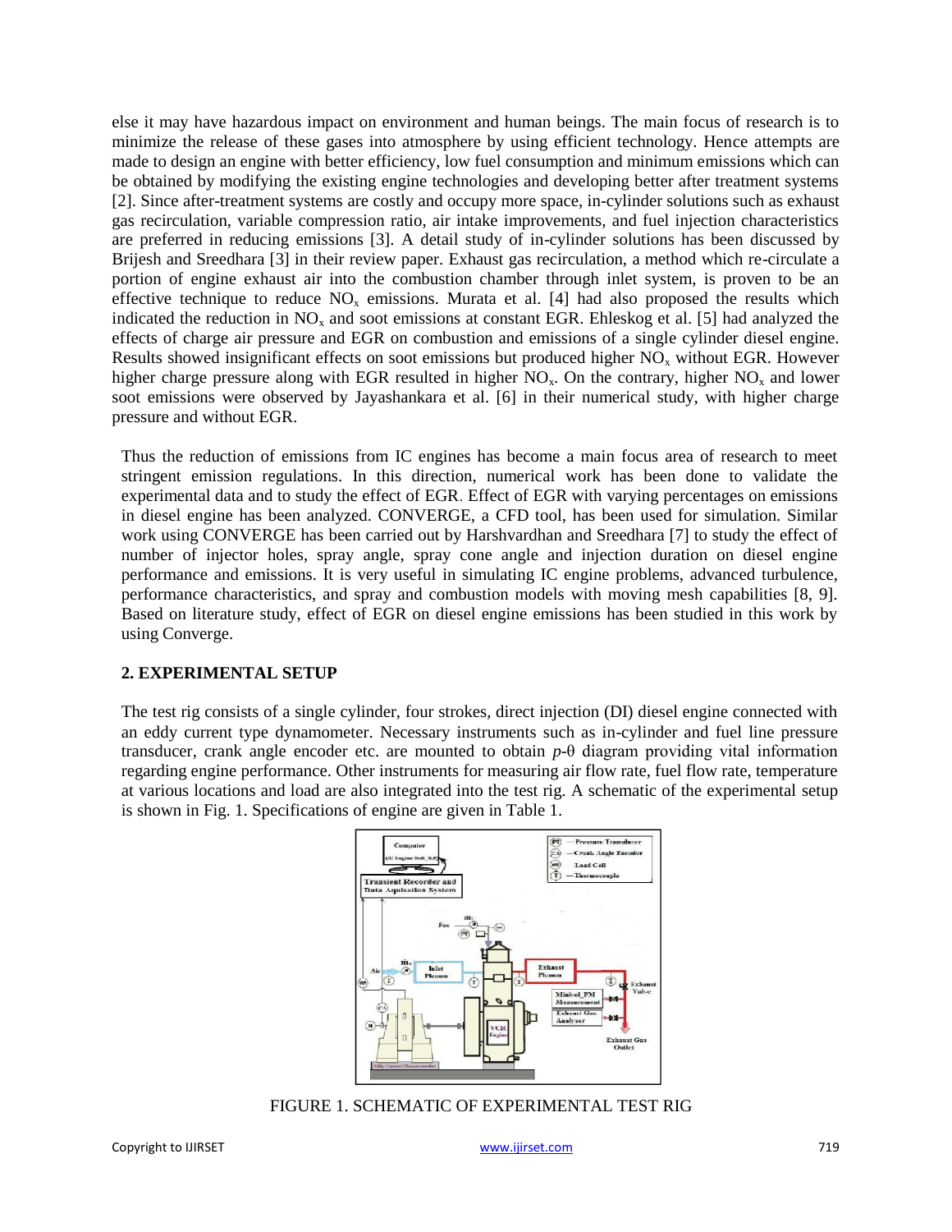else it may have hazardous impact on environment and human beings. The main focus of research is to minimize the release of these gases into atmosphere by using efficient technology. Hence attempts are made to design an engine with better efficiency, low fuel consumption and minimum emissions which can be obtained by modifying the existing engine technologies and developing better after treatment systems [2]. Since after-treatment systems are costly and occupy more space, in-cylinder solutions such as exhaust gas recirculation, variable compression ratio, air intake improvements, and fuel injection characteristics are preferred in reducing emissions [3]. A detail study of in-cylinder solutions has been discussed by Brijesh and Sreedhara [3] in their review paper. Exhaust gas recirculation, a method which re-circulate a portion of engine exhaust air into the combustion chamber through inlet system, is proven to be an effective technique to reduce $NO_x$ emissions. Murata et al. [4] had also proposed the results which indicated the reduction in $NO_x$ and soot emissions at constant EGR. Ehleskog et al. [5] had analyzed the effects of charge air pressure and EGR on combustion and emissions of a single cylinder diesel engine. Results showed insignificant effects on soot emissions but produced higher $NO_x$ without EGR. However higher charge pressure along with EGR resulted in higher $NO_x$. On the contrary, higher $NO_x$ and lower soot emissions were observed by Jayashankara et al. [6] in their numerical study, with higher charge pressure and without EGR.

Thus the reduction of emissions from IC engines has become a main focus area of research to meet stringent emission regulations. In this direction, numerical work has been done to validate the experimental data and to study the effect of EGR. Effect of EGR with varying percentages on emissions in diesel engine has been analyzed. CONVERGE, a CFD tool, has been used for simulation. Similar work using CONVERGE has been carried out by Harshvardhan and Sreedhara [7] to study the effect of number of injector holes, spray angle, spray cone angle and injection duration on diesel engine performance and emissions. It is very useful in simulating IC engine problems, advanced turbulence, performance characteristics, and spray and combustion models with moving mesh capabilities [8, 9]. Based on literature study, effect of EGR on diesel engine emissions has been studied in this work by using Converge.

## 2. EXPERIMENTAL SETUP

The test rig consists of a single cylinder, four strokes, direct injection (DI) diesel engine connected with an eddy current type dynamometer. Necessary instruments such as in-cylinder and fuel line pressure transducer, crank angle encoder etc. are mounted to obtain *p*-θ diagram providing vital information regarding engine performance. Other instruments for measuring air flow rate, fuel flow rate, temperature at various locations and load are also integrated into the test rig. A schematic of the experimental setup is shown in Fig. 1. Specifications of engine are given in Table 1.

FIGURE 1. SCHEMATIC OF EXPERIMENTAL TEST RIG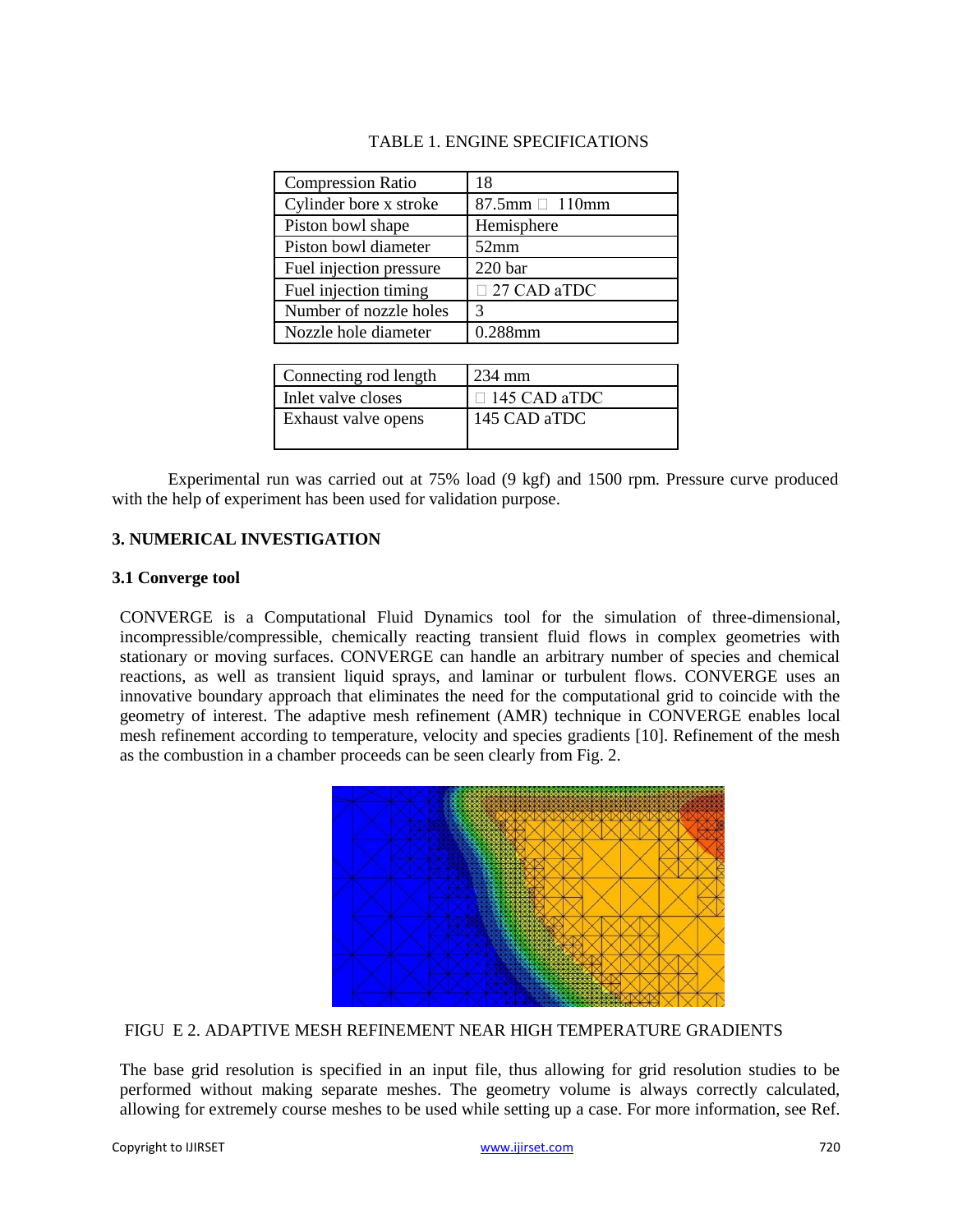TABLE 1. ENGINE SPECIFICATIONS

| | |
|---|---|
| Compression Ratio | 18 |
| Cylinder bore x stroke | 87.5mm  110mm |
| Piston bowl shape | Hemisphere |
| Piston bowl diameter | 52mm |
| Fuel injection pressure | 220 bar |
| Fuel injection timing |  27 CAD aTDC |
| Number of nozzle holes | 3 |
| Nozzle hole diameter | 0.288mm |
| Connecting rod length | 234 mm |
| Inlet valve closes |  145 CAD aTDC |
| Exhaust valve opens | 145 CAD aTDC |

Experimental run was carried out at 75% load (9 kgf) and 1500 rpm. Pressure curve produced with the help of experiment has been used for validation purpose.

## 3. NUMERICAL INVESTIGATION

### 3.1 Converge tool

CONVERGE is a Computational Fluid Dynamics tool for the simulation of three-dimensional, incompressible/compressible, chemically reacting transient fluid flows in complex geometries with stationary or moving surfaces. CONVERGE can handle an arbitrary number of species and chemical reactions, as well as transient liquid sprays, and laminar or turbulent flows. CONVERGE uses an innovative boundary approach that eliminates the need for the computational grid to coincide with the geometry of interest. The adaptive mesh refinement (AMR) technique in CONVERGE enables local mesh refinement according to temperature, velocity and species gradients [10]. Refinement of the mesh as the combustion in a chamber proceeds can be seen clearly from Fig. 2.

FIGU E 2. ADAPTIVE MESH REFINEMENT NEAR HIGH TEMPERATURE GRADIENTS

The base grid resolution is specified in an input file, thus allowing for grid resolution studies to be performed without making separate meshes. The geometry volume is always correctly calculated, allowing for extremely course meshes to be used while setting up a case. For more information, see Ref.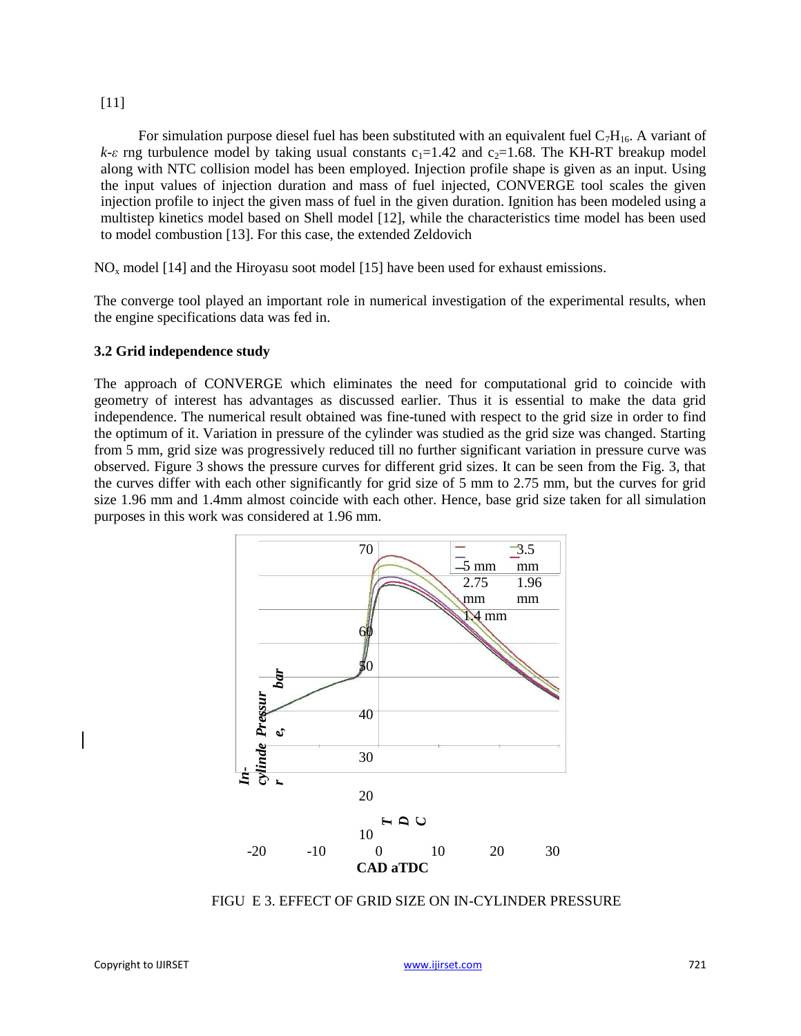[11]

For simulation purpose diesel fuel has been substituted with an equivalent fuel $C_7H_{16}$. A variant of $k$-$\varepsilon$ rng turbulence model by taking usual constants $c_1$=1.42 and $c_2$=1.68. The KH-RT breakup model along with NTC collision model has been employed. Injection profile shape is given as an input. Using the input values of injection duration and mass of fuel injected, CONVERGE tool scales the given injection profile to inject the given mass of fuel in the given duration. Ignition has been modeled using a multistep kinetics model based on Shell model [12], while the characteristics time model has been used to model combustion [13]. For this case, the extended Zeldovich

$NO_x$ model [14] and the Hiroyasu soot model [15] have been used for exhaust emissions.

The converge tool played an important role in numerical investigation of the experimental results, when the engine specifications data was fed in.

### 3.2 Grid independence study

The approach of CONVERGE which eliminates the need for computational grid to coincide with geometry of interest has advantages as discussed earlier. Thus it is essential to make the data grid independence. The numerical result obtained was fine-tuned with respect to the grid size in order to find the optimum of it. Variation in pressure of the cylinder was studied as the grid size was changed. Starting from 5 mm, grid size was progressively reduced till no further significant variation in pressure curve was observed. Figure 3 shows the pressure curves for different grid sizes. It can be seen from the Fig. 3, that the curves differ with each other significantly for grid size of 5 mm to 2.75 mm, but the curves for grid size 1.96 mm and 1.4mm almost coincide with each other. Hence, base grid size taken for all simulation purposes in this work was considered at 1.96 mm.

FIGU E 3. EFFECT OF GRID SIZE ON IN-CYLINDER PRESSURE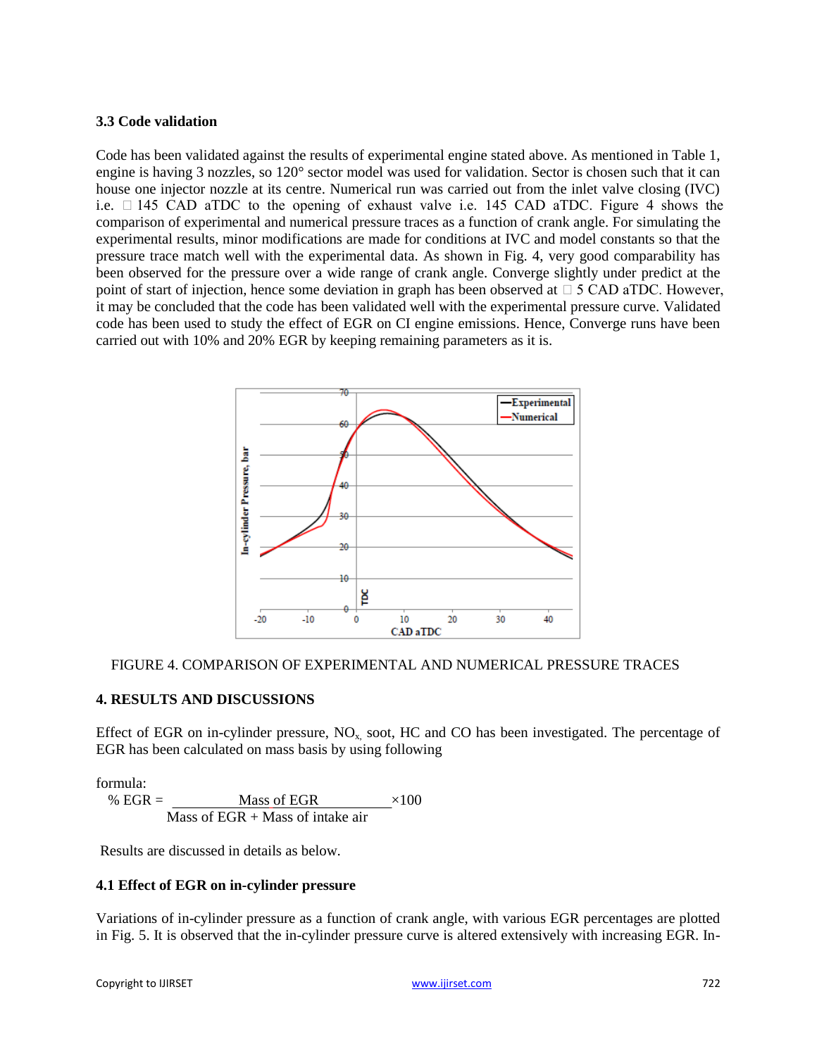### 3.3 Code validation

Code has been validated against the results of experimental engine stated above. As mentioned in Table 1, engine is having 3 nozzles, so 120° sector model was used for validation. Sector is chosen such that it can house one injector nozzle at its centre. Numerical run was carried out from the inlet valve closing (IVC) i.e. □ 145 CAD aTDC to the opening of exhaust valve i.e. 145 CAD aTDC. Figure 4 shows the comparison of experimental and numerical pressure traces as a function of crank angle. For simulating the experimental results, minor modifications are made for conditions at IVC and model constants so that the pressure trace match well with the experimental data. As shown in Fig. 4, very good comparability has been observed for the pressure over a wide range of crank angle. Converge slightly under predict at the point of start of injection, hence some deviation in graph has been observed at □ 5 CAD aTDC. However, it may be concluded that the code has been validated well with the experimental pressure curve. Validated code has been used to study the effect of EGR on CI engine emissions. Hence, Converge runs have been carried out with 10% and 20% EGR by keeping remaining parameters as it is.

FIGURE 4. COMPARISON OF EXPERIMENTAL AND NUMERICAL PRESSURE TRACES

## 4. RESULTS AND DISCUSSIONS

Effect of EGR on in-cylinder pressure, $NO_x$, soot, HC and CO has been investigated. The percentage of EGR has been calculated on mass basis by using following

formula:

$$\% \text{ EGR} = \frac{\text{Mass of EGR}}{\text{Mass of EGR} + \text{Mass of intake air}} \times 100$$

Results are discussed in details as below.

### 4.1 Effect of EGR on in-cylinder pressure

Variations of in-cylinder pressure as a function of crank angle, with various EGR percentages are plotted in Fig. 5. It is observed that the in-cylinder pressure curve is altered extensively with increasing EGR. In-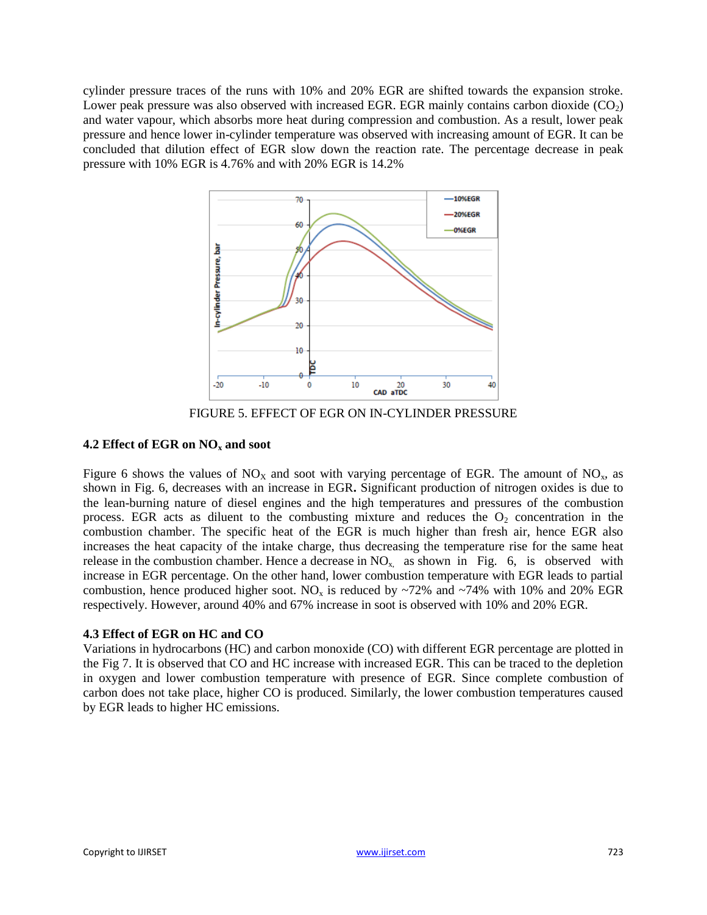cylinder pressure traces of the runs with 10% and 20% EGR are shifted towards the expansion stroke. Lower peak pressure was also observed with increased EGR. EGR mainly contains carbon dioxide ($CO_2$) and water vapour, which absorbs more heat during compression and combustion. As a result, lower peak pressure and hence lower in-cylinder temperature was observed with increasing amount of EGR. It can be concluded that dilution effect of EGR slow down the reaction rate. The percentage decrease in peak pressure with 10% EGR is 4.76% and with 20% EGR is 14.2%

FIGURE 5. EFFECT OF EGR ON IN-CYLINDER PRESSURE

### 4.2 Effect of EGR on $NO_x$ and soot

Figure 6 shows the values of $NO_X$ and soot with varying percentage of EGR. The amount of $NO_x$, as shown in Fig. 6, decreases with an increase in EGR**.** Significant production of nitrogen oxides is due to the lean-burning nature of diesel engines and the high temperatures and pressures of the combustion process. EGR acts as diluent to the combusting mixture and reduces the $O_2$ concentration in the combustion chamber. The specific heat of the EGR is much higher than fresh air, hence EGR also increases the heat capacity of the intake charge, thus decreasing the temperature rise for the same heat release in the combustion chamber. Hence a decrease in $NO_x$, as shown in Fig. 6, is observed with increase in EGR percentage. On the other hand, lower combustion temperature with EGR leads to partial combustion, hence produced higher soot. $NO_x$ is reduced by ~72% and ~74% with 10% and 20% EGR respectively. However, around 40% and 67% increase in soot is observed with 10% and 20% EGR.

### 4.3 Effect of EGR on HC and CO

Variations in hydrocarbons (HC) and carbon monoxide (CO) with different EGR percentage are plotted in the Fig 7. It is observed that CO and HC increase with increased EGR. This can be traced to the depletion in oxygen and lower combustion temperature with presence of EGR. Since complete combustion of carbon does not take place, higher CO is produced. Similarly, the lower combustion temperatures caused by EGR leads to higher HC emissions.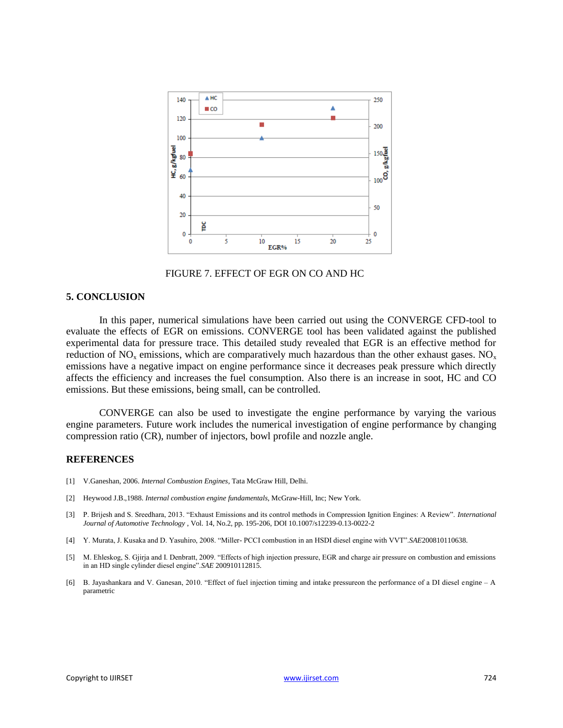HC
CO

140
120
100
80
60
40
20
0

HC, g/kgfuel

250
200
150
100
50
0

CO, g/kgfuel

TDC

0
5
10
15
20
25

EGR%

FIGURE 7. EFFECT OF EGR ON CO AND HC

## 5. CONCLUSION

In this paper, numerical simulations have been carried out using the CONVERGE CFD-tool to evaluate the effects of EGR on emissions. CONVERGE tool has been validated against the published experimental data for pressure trace. This detailed study revealed that EGR is an effective method for reduction of $NO_x$ emissions, which are comparatively much hazardous than the other exhaust gases. $NO_x$ emissions have a negative impact on engine performance since it decreases peak pressure which directly affects the efficiency and increases the fuel consumption. Also there is an increase in soot, HC and CO emissions. But these emissions, being small, can be controlled.

CONVERGE can also be used to investigate the engine performance by varying the various engine parameters. Future work includes the numerical investigation of engine performance by changing compression ratio (CR), number of injectors, bowl profile and nozzle angle.

## REFERENCES

[1] V.Ganeshan, 2006. *Internal Combustion Engines*, Tata McGraw Hill, Delhi.

[2] Heywood J.B.,1988. *Internal combustion engine fundamentals*, McGraw-Hill, Inc; New York.

[3] P. Brijesh and S. Sreedhara, 2013. “Exhaust Emissions and its control methods in Compression Ignition Engines: A Review”. *International Journal of Automotive Technology* , Vol. 14, No.2, pp. 195-206, DOI 10.1007/s12239-0.13-0022-2

[4] Y. Murata, J. Kusaka and D. Yasuhiro, 2008. “Miller- PCCI combustion in an HSDI diesel engine with VVT”.*SAE*200810110638.

[5] M. Ehleskog, S. Gjirja and I. Denbratt, 2009. “Effects of high injection pressure, EGR and charge air pressure on combustion and emissions in an HD single cylinder diesel engine”.*SAE* 200910112815.

[6] B. Jayashankara and V. Ganesan, 2010. “Effect of fuel injection timing and intake pressureon the performance of a DI diesel engine – A parametric